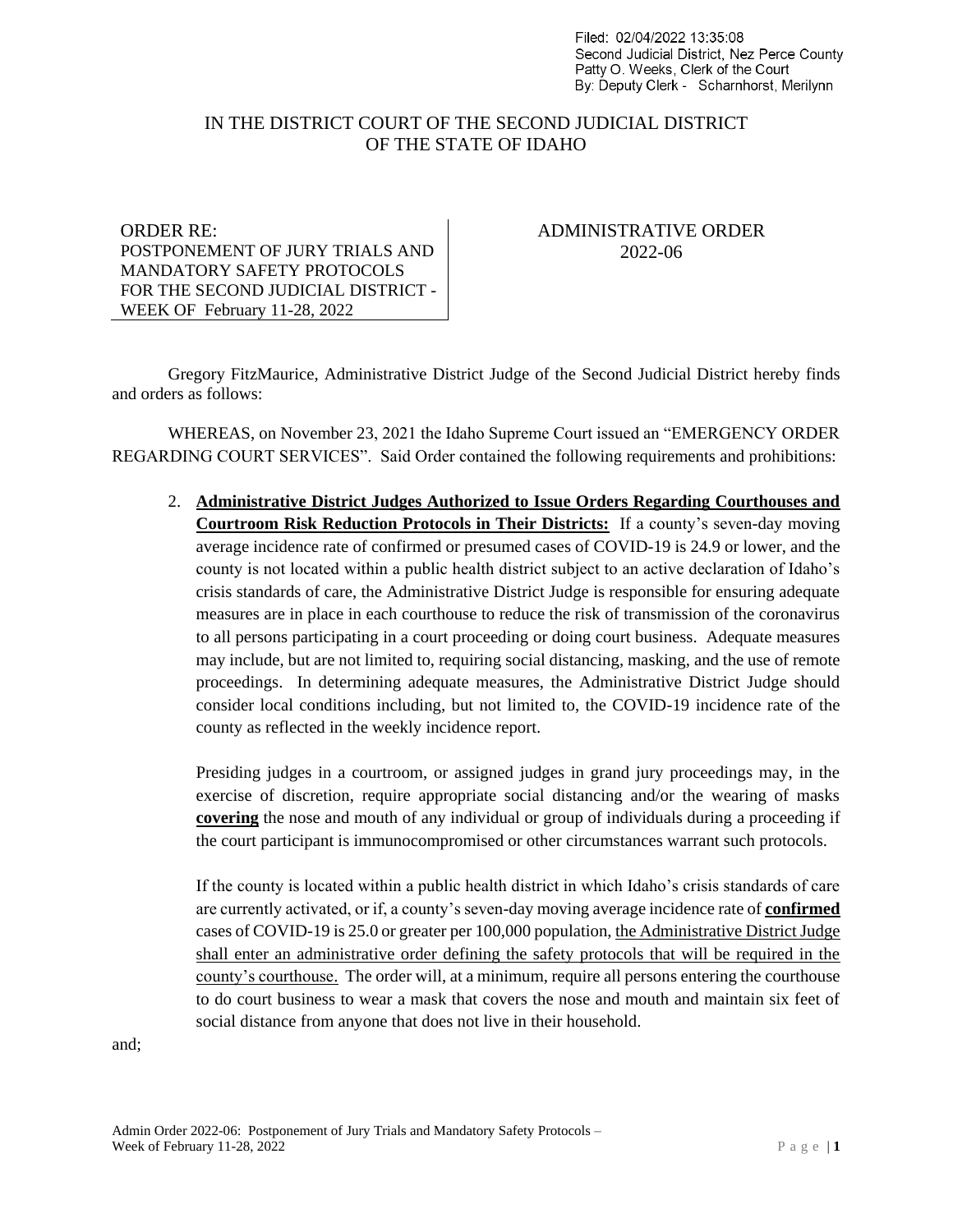Filed: 02/04/2022 13:35:08
Second Judicial District, Nez Perce County
Patty O. Weeks, Clerk of the Court
By: Deputy Clerk - Scharnhorst, Merilynn

# IN THE DISTRICT COURT OF THE SECOND JUDICIAL DISTRICT OF THE STATE OF IDAHO

| ORDER RE: POSTPONEMENT OF JURY TRIALS AND MANDATORY SAFETY PROTOCOLS FOR THE SECOND JUDICIAL DISTRICT - WEEK OF February 11-28, 2022 | ADMINISTRATIVE ORDER 2022-06 |
|---|---|

Gregory FitzMaurice, Administrative District Judge of the Second Judicial District hereby finds and orders as follows:

WHEREAS, on November 23, 2021 the Idaho Supreme Court issued an "EMERGENCY ORDER REGARDING COURT SERVICES". Said Order contained the following requirements and prohibitions:

2. **Administrative District Judges Authorized to Issue Orders Regarding Courthouses and Courtroom Risk Reduction Protocols in Their Districts:** If a county's seven-day moving average incidence rate of confirmed or presumed cases of COVID-19 is 24.9 or lower, and the county is not located within a public health district subject to an active declaration of Idaho's crisis standards of care, the Administrative District Judge is responsible for ensuring adequate measures are in place in each courthouse to reduce the risk of transmission of the coronavirus to all persons participating in a court proceeding or doing court business. Adequate measures may include, but are not limited to, requiring social distancing, masking, and the use of remote proceedings. In determining adequate measures, the Administrative District Judge should consider local conditions including, but not limited to, the COVID-19 incidence rate of the county as reflected in the weekly incidence report.

   Presiding judges in a courtroom, or assigned judges in grand jury proceedings may, in the exercise of discretion, require appropriate social distancing and/or the wearing of masks **covering** the nose and mouth of any individual or group of individuals during a proceeding if the court participant is immunocompromised or other circumstances warrant such protocols.

   If the county is located within a public health district in which Idaho's crisis standards of care are currently activated, or if, a county's seven-day moving average incidence rate of **confirmed** cases of COVID-19 is 25.0 or greater per 100,000 population, the Administrative District Judge shall enter an administrative order defining the safety protocols that will be required in the county's courthouse. The order will, at a minimum, require all persons entering the courthouse to do court business to wear a mask that covers the nose and mouth and maintain six feet of social distance from anyone that does not live in their household.

and;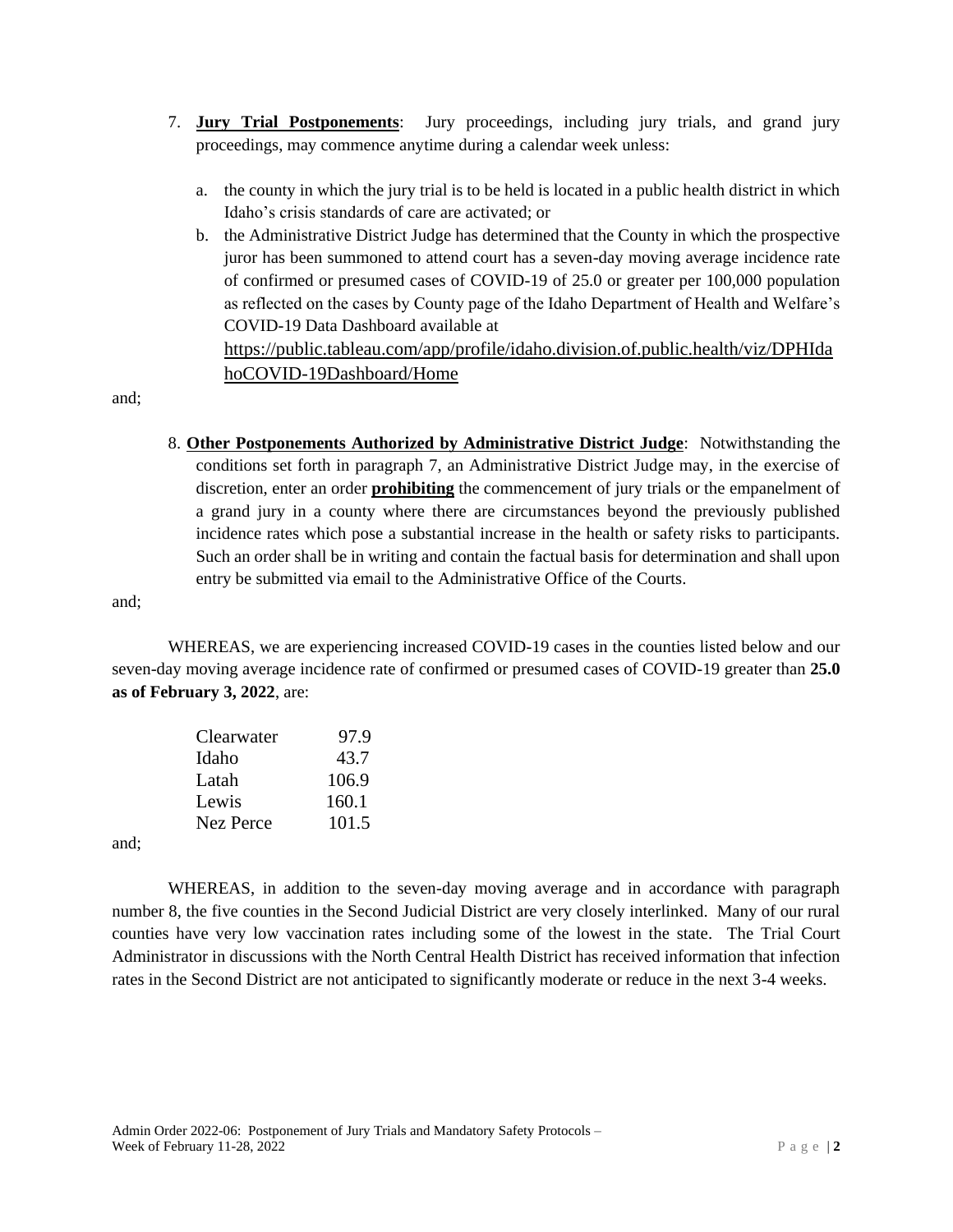7. **Jury Trial Postponements**: Jury proceedings, including jury trials, and grand jury proceedings, may commence anytime during a calendar week unless:

   a. the county in which the jury trial is to be held is located in a public health district in which Idaho's crisis standards of care are activated; or

   b. the Administrative District Judge has determined that the County in which the prospective juror has been summoned to attend court has a seven-day moving average incidence rate of confirmed or presumed cases of COVID-19 of 25.0 or greater per 100,000 population as reflected on the cases by County page of the Idaho Department of Health and Welfare's COVID-19 Data Dashboard available at https://public.tableau.com/app/profile/idaho.division.of.public.health/viz/DPHIdahoCOVID-19Dashboard/Home

and;

8. **Other Postponements Authorized by Administrative District Judge**: Notwithstanding the conditions set forth in paragraph 7, an Administrative District Judge may, in the exercise of discretion, enter an order **prohibiting** the commencement of jury trials or the empanelment of a grand jury in a county where there are circumstances beyond the previously published incidence rates which pose a substantial increase in the health or safety risks to participants. Such an order shall be in writing and contain the factual basis for determination and shall upon entry be submitted via email to the Administrative Office of the Courts.

and;

WHEREAS, we are experiencing increased COVID-19 cases in the counties listed below and our seven-day moving average incidence rate of confirmed or presumed cases of COVID-19 greater than **25.0 as of February 3, 2022**, are:

| | |
|---|---|
| Clearwater | 97.9 |
| Idaho | 43.7 |
| Latah | 106.9 |
| Lewis | 160.1 |
| Nez Perce | 101.5 |

and;

WHEREAS, in addition to the seven-day moving average and in accordance with paragraph number 8, the five counties in the Second Judicial District are very closely interlinked. Many of our rural counties have very low vaccination rates including some of the lowest in the state. The Trial Court Administrator in discussions with the North Central Health District has received information that infection rates in the Second District are not anticipated to significantly moderate or reduce in the next 3-4 weeks.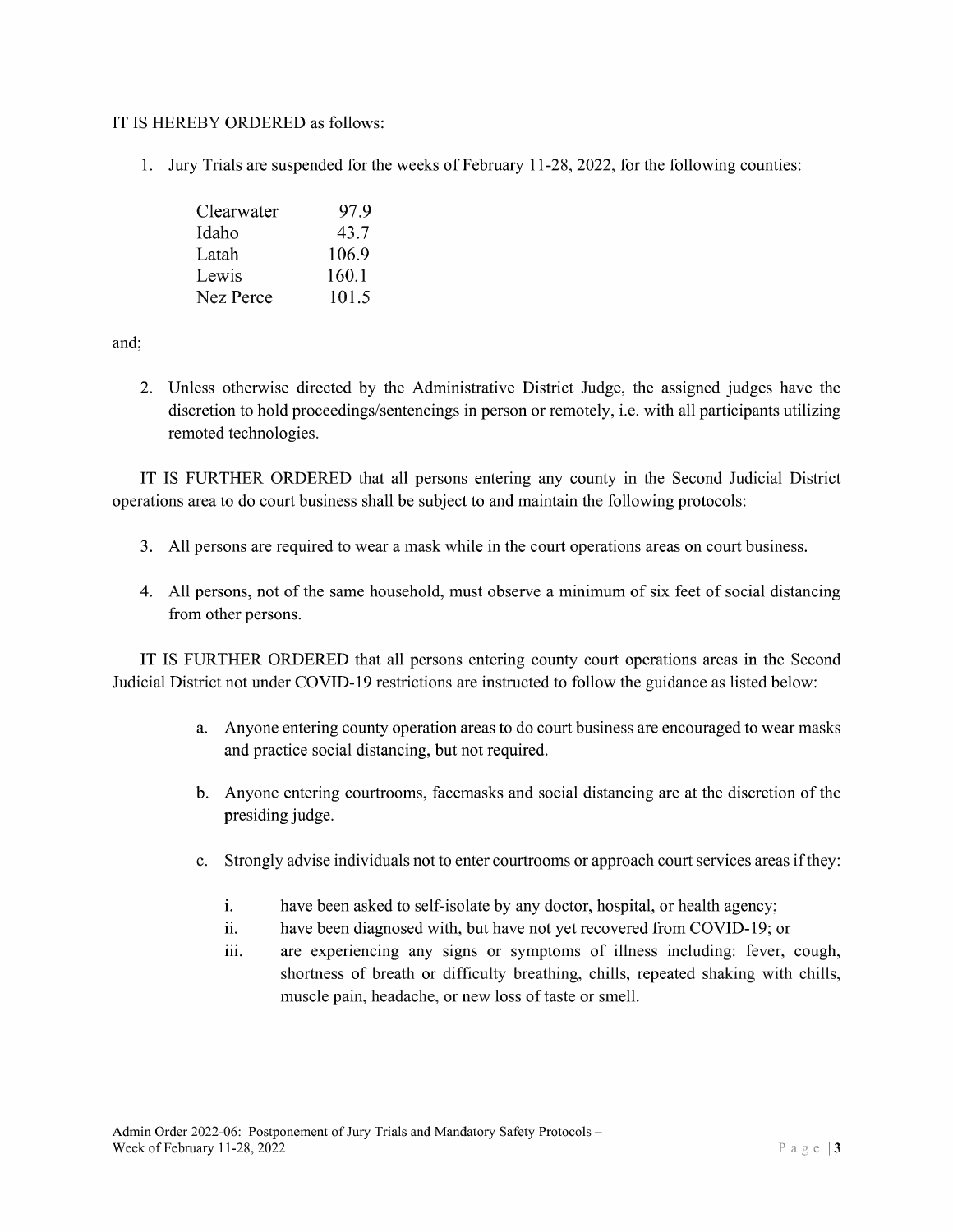IT IS HEREBY ORDERED as follows:

1. Jury Trials are suspended for the weeks of February 11-28, 2022, for the following counties:

| | |
|---|---|
| Clearwater | 97.9 |
| Idaho | 43.7 |
| Latah | 106.9 |
| Lewis | 160.1 |
| Nez Perce | 101.5 |

and;

2. Unless otherwise directed by the Administrative District Judge, the assigned judges have the discretion to hold proceedings/sentencings in person or remotely, i.e. with all participants utilizing remoted technologies.

IT IS FURTHER ORDERED that all persons entering any county in the Second Judicial District operations area to do court business shall be subject to and maintain the following protocols:

3. All persons are required to wear a mask while in the court operations areas on court business.

4. All persons, not of the same household, must observe a minimum of six feet of social distancing from other persons.

IT IS FURTHER ORDERED that all persons entering county court operations areas in the Second Judicial District not under COVID-19 restrictions are instructed to follow the guidance as listed below:

a. Anyone entering county operation areas to do court business are encouraged to wear masks and practice social distancing, but not required.

b. Anyone entering courtrooms, facemasks and social distancing are at the discretion of the presiding judge.

c. Strongly advise individuals not to enter courtrooms or approach court services areas if they:

   i. have been asked to self-isolate by any doctor, hospital, or health agency;
   ii. have been diagnosed with, but have not yet recovered from COVID-19; or
   iii. are experiencing any signs or symptoms of illness including: fever, cough, shortness of breath or difficulty breathing, chills, repeated shaking with chills, muscle pain, headache, or new loss of taste or smell.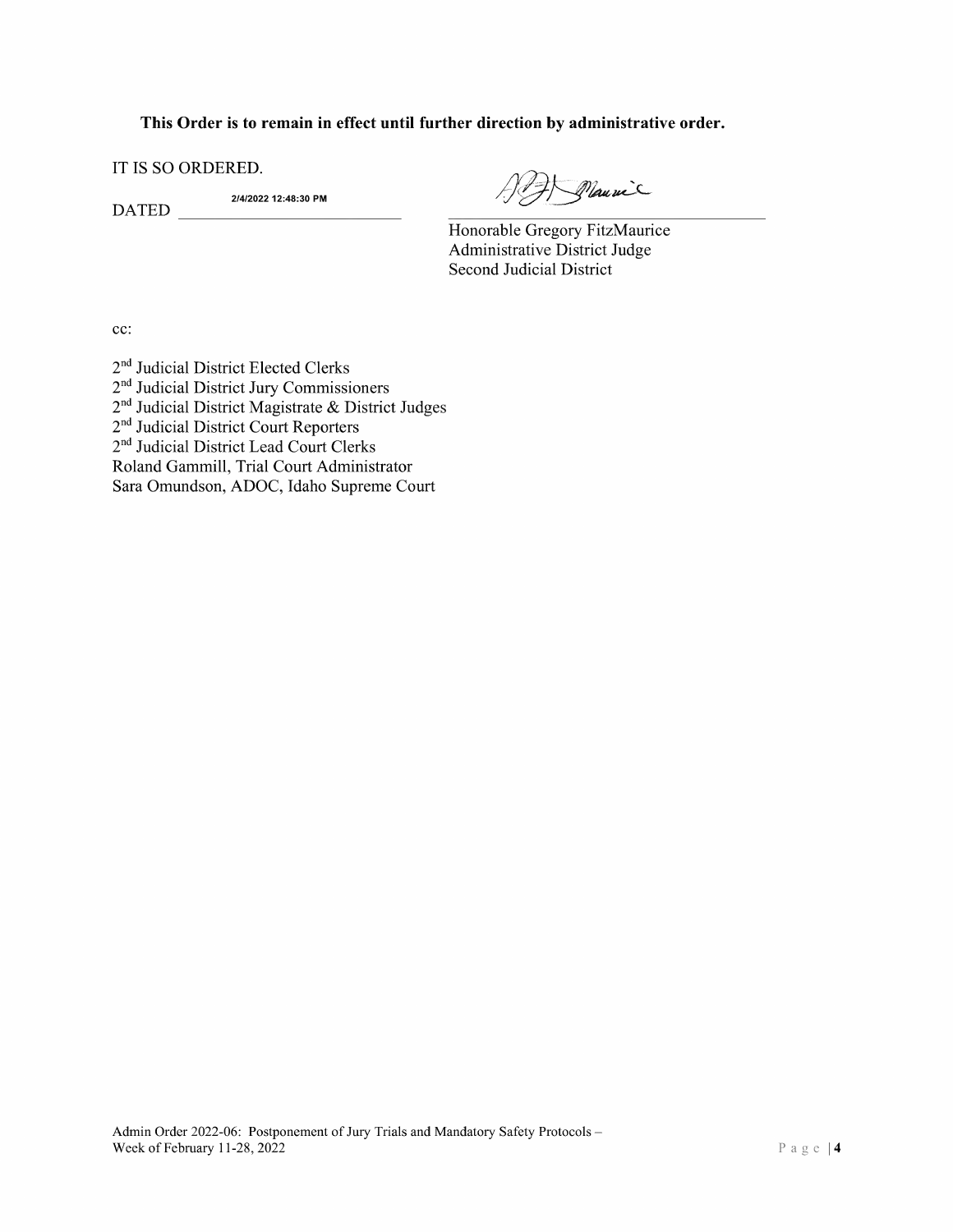**This Order is to remain in effect until further direction by administrative order.**

IT IS SO ORDERED.

DATED 2/4/2022 12:48:30 PM

Honorable Gregory FitzMaurice
Administrative District Judge
Second Judicial District

cc:

2nd Judicial District Elected Clerks
2nd Judicial District Jury Commissioners
2nd Judicial District Magistrate & District Judges
2nd Judicial District Court Reporters
2nd Judicial District Lead Court Clerks
Roland Gammill, Trial Court Administrator
Sara Omundson, ADOC, Idaho Supreme Court